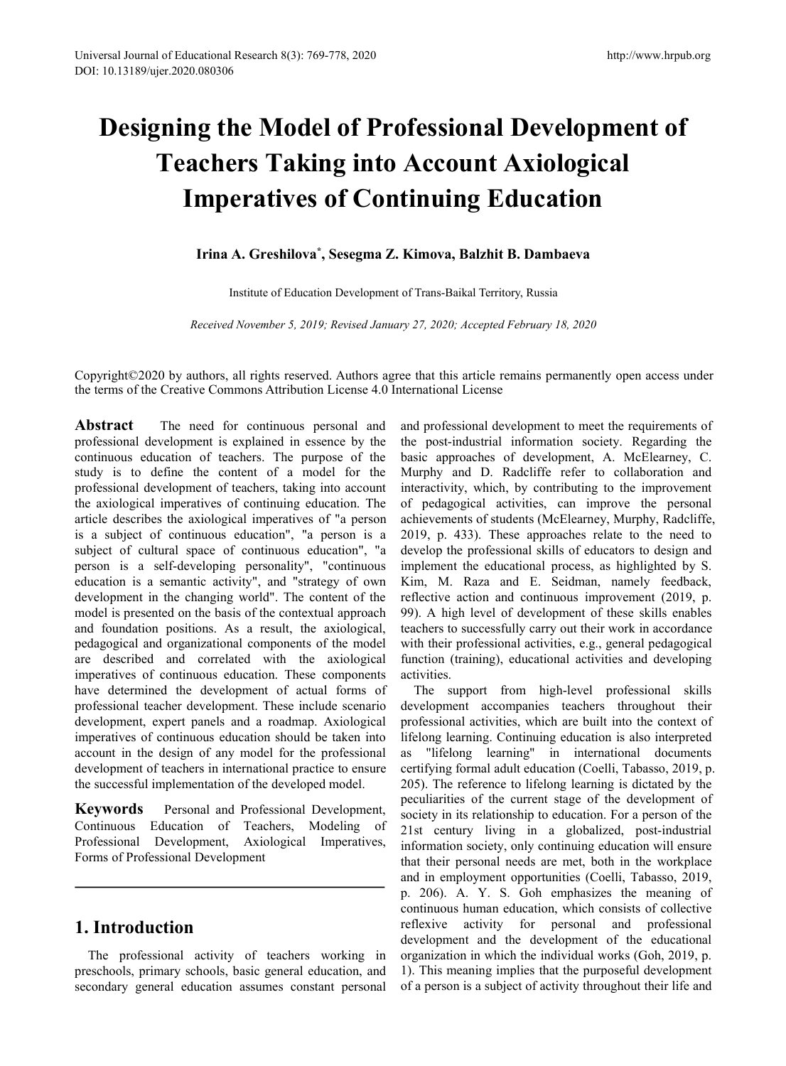# Designing the Model of Professional Development of Teachers Taking into Account Axiological Imperatives of Continuing Education

**Irina A. Greshilova***, **Sesegma Z. Kimova**, **Balzhit B. Dambaeva**

Institute of Education Development of Trans-Baikal Territory, Russia

*Received November 5, 2019; Revised January 27, 2020; Accepted February 18, 2020*

Copyright©2020 by authors, all rights reserved. Authors agree that this article remains permanently open access under the terms of the Creative Commons Attribution License 4.0 International License

**Abstract** The need for continuous personal and professional development is explained in essence by the continuous education of teachers. The purpose of the study is to define the content of a model for the professional development of teachers, taking into account the axiological imperatives of continuing education. The article describes the axiological imperatives of "a person is a subject of continuous education", "a person is a subject of cultural space of continuous education", "a person is a self-developing personality", "continuous education is a semantic activity", and "strategy of own development in the changing world". The content of the model is presented on the basis of the contextual approach and foundation positions. As a result, the axiological, pedagogical and organizational components of the model are described and correlated with the axiological imperatives of continuous education. These components have determined the development of actual forms of professional teacher development. These include scenario development, expert panels and a roadmap. Axiological imperatives of continuous education should be taken into account in the design of any model for the professional development of teachers in international practice to ensure the successful implementation of the developed model.

**Keywords** Personal and Professional Development, Continuous Education of Teachers, Modeling of Professional Development, Axiological Imperatives, Forms of Professional Development

## 1. Introduction

The professional activity of teachers working in preschools, primary schools, basic general education, and secondary general education assumes constant personal and professional development to meet the requirements of the post-industrial information society. Regarding the basic approaches of development, A. McElearney, C. Murphy and D. Radcliffe refer to collaboration and interactivity, which, by contributing to the improvement of pedagogical activities, can improve the personal achievements of students (McElearney, Murphy, Radcliffe, 2019, p. 433). These approaches relate to the need to develop the professional skills of educators to design and implement the educational process, as highlighted by S. Kim, M. Raza and E. Seidman, namely feedback, reflective action and continuous improvement (2019, p. 99). A high level of development of these skills enables teachers to successfully carry out their work in accordance with their professional activities, e.g., general pedagogical function (training), educational activities and developing activities.

The support from high-level professional skills development accompanies teachers throughout their professional activities, which are built into the context of lifelong learning. Continuing education is also interpreted as "lifelong learning" in international documents certifying formal adult education (Coelli, Tabasso, 2019, p. 205). The reference to lifelong learning is dictated by the peculiarities of the current stage of the development of society in its relationship to education. For a person of the 21st century living in a globalized, post-industrial information society, only continuing education will ensure that their personal needs are met, both in the workplace and in employment opportunities (Coelli, Tabasso, 2019, p. 206). A. Y. S. Goh emphasizes the meaning of continuous human education, which consists of collective reflexive activity for personal and professional development and the development of the educational organization in which the individual works (Goh, 2019, p. 1). This meaning implies that the purposeful development of a person is a subject of activity throughout their life and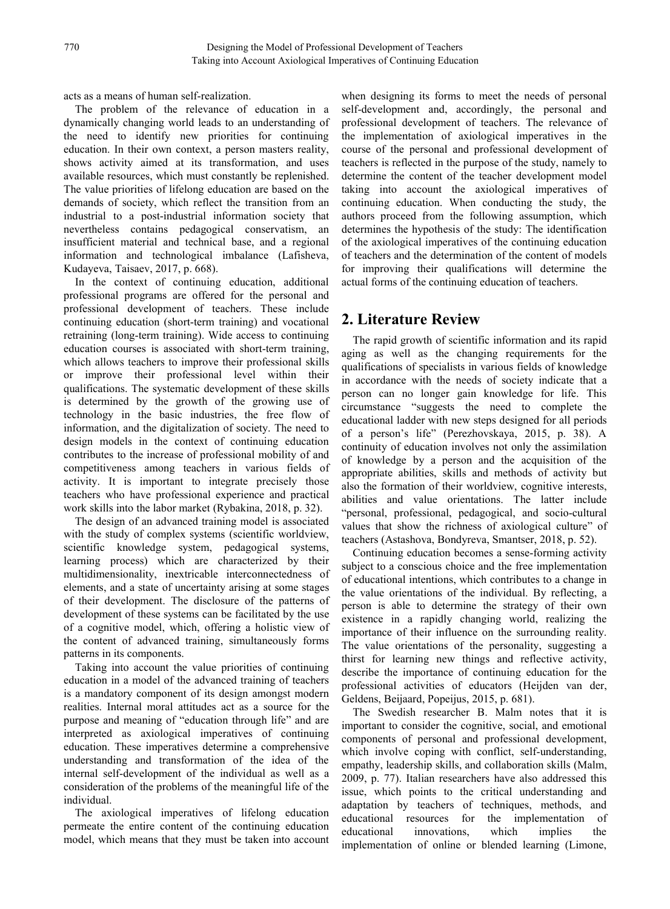acts as a means of human self-realization.

The problem of the relevance of education in a dynamically changing world leads to an understanding of the need to identify new priorities for continuing education. In their own context, a person masters reality, shows activity aimed at its transformation, and uses available resources, which must constantly be replenished. The value priorities of lifelong education are based on the demands of society, which reflect the transition from an industrial to a post-industrial information society that nevertheless contains pedagogical conservatism, an insufficient material and technical base, and a regional information and technological imbalance (Lafisheva, Kudayeva, Taisaev, 2017, p. 668).

In the context of continuing education, additional professional programs are offered for the personal and professional development of teachers. These include continuing education (short-term training) and vocational retraining (long-term training). Wide access to continuing education courses is associated with short-term training, which allows teachers to improve their professional skills or improve their professional level within their qualifications. The systematic development of these skills is determined by the growth of the growing use of technology in the basic industries, the free flow of information, and the digitalization of society. The need to design models in the context of continuing education contributes to the increase of professional mobility of and competitiveness among teachers in various fields of activity. It is important to integrate precisely those teachers who have professional experience and practical work skills into the labor market (Rybakina, 2018, p. 32).

The design of an advanced training model is associated with the study of complex systems (scientific worldview, scientific knowledge system, pedagogical systems, learning process) which are characterized by their multidimensionality, inextricable interconnectedness of elements, and a state of uncertainty arising at some stages of their development. The disclosure of the patterns of development of these systems can be facilitated by the use of a cognitive model, which, offering a holistic view of the content of advanced training, simultaneously forms patterns in its components.

Taking into account the value priorities of continuing education in a model of the advanced training of teachers is a mandatory component of its design amongst modern realities. Internal moral attitudes act as a source for the purpose and meaning of "education through life" and are interpreted as axiological imperatives of continuing education. These imperatives determine a comprehensive understanding and transformation of the idea of the internal self-development of the individual as well as a consideration of the problems of the meaningful life of the individual.

The axiological imperatives of lifelong education permeate the entire content of the continuing education model, which means that they must be taken into account when designing its forms to meet the needs of personal self-development and, accordingly, the personal and professional development of teachers. The relevance of the implementation of axiological imperatives in the course of the personal and professional development of teachers is reflected in the purpose of the study, namely to determine the content of the teacher development model taking into account the axiological imperatives of continuing education. When conducting the study, the authors proceed from the following assumption, which determines the hypothesis of the study: The identification of the axiological imperatives of the continuing education of teachers and the determination of the content of models for improving their qualifications will determine the actual forms of the continuing education of teachers.

## 2. Literature Review

The rapid growth of scientific information and its rapid aging as well as the changing requirements for the qualifications of specialists in various fields of knowledge in accordance with the needs of society indicate that a person can no longer gain knowledge for life. This circumstance "suggests the need to complete the educational ladder with new steps designed for all periods of a person's life" (Perezhovskaya, 2015, p. 38). A continuity of education involves not only the assimilation of knowledge by a person and the acquisition of the appropriate abilities, skills and methods of activity but also the formation of their worldview, cognitive interests, abilities and value orientations. The latter include "personal, professional, pedagogical, and socio-cultural values that show the richness of axiological culture" of teachers (Astashova, Bondyreva, Smantser, 2018, p. 52).

Continuing education becomes a sense-forming activity subject to a conscious choice and the free implementation of educational intentions, which contributes to a change in the value orientations of the individual. By reflecting, a person is able to determine the strategy of their own existence in a rapidly changing world, realizing the importance of their influence on the surrounding reality. The value orientations of the personality, suggesting a thirst for learning new things and reflective activity, describe the importance of continuing education for the professional activities of educators (Heijden van der, Geldens, Beijaard, Popeijus, 2015, p. 681).

The Swedish researcher B. Malm notes that it is important to consider the cognitive, social, and emotional components of personal and professional development, which involve coping with conflict, self-understanding, empathy, leadership skills, and collaboration skills (Malm, 2009, p. 77). Italian researchers have also addressed this issue, which points to the critical understanding and adaptation by teachers of techniques, methods, and educational resources for the implementation of educational innovations, which implies the implementation of online or blended learning (Limone,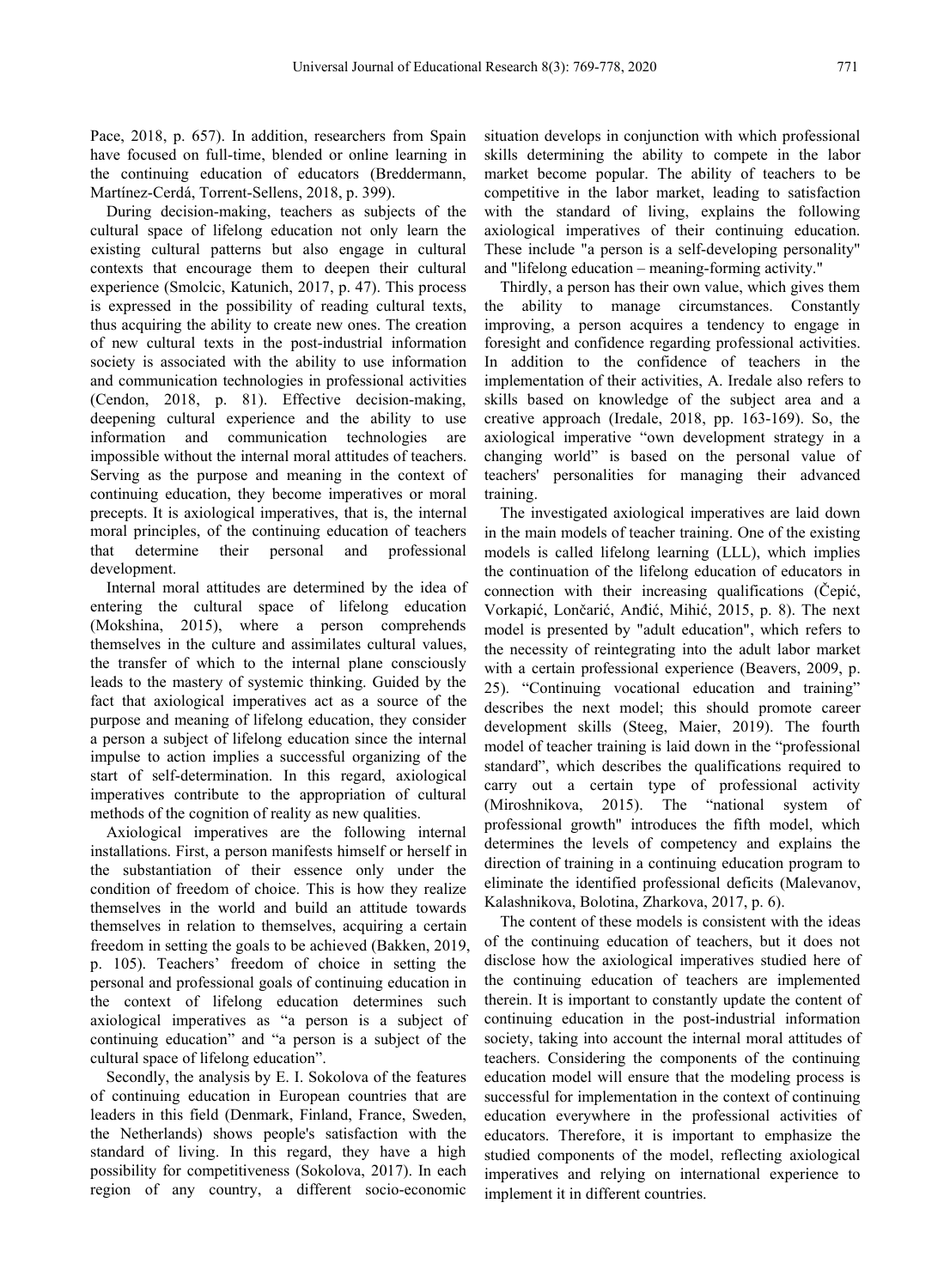Pace, 2018, p. 657). In addition, researchers from Spain have focused on full-time, blended or online learning in the continuing education of educators (Breddermann, Martínez-Cerdá, Torrent-Sellens, 2018, p. 399).

During decision-making, teachers as subjects of the cultural space of lifelong education not only learn the existing cultural patterns but also engage in cultural contexts that encourage them to deepen their cultural experience (Smolcic, Katunich, 2017, p. 47). This process is expressed in the possibility of reading cultural texts, thus acquiring the ability to create new ones. The creation of new cultural texts in the post-industrial information society is associated with the ability to use information and communication technologies in professional activities (Cendon, 2018, p. 81). Effective decision-making, deepening cultural experience and the ability to use information and communication technologies are impossible without the internal moral attitudes of teachers. Serving as the purpose and meaning in the context of continuing education, they become imperatives or moral precepts. It is axiological imperatives, that is, the internal moral principles, of the continuing education of teachers that determine their personal and professional development.

Internal moral attitudes are determined by the idea of entering the cultural space of lifelong education (Mokshina, 2015), where a person comprehends themselves in the culture and assimilates cultural values, the transfer of which to the internal plane consciously leads to the mastery of systemic thinking. Guided by the fact that axiological imperatives act as a source of the purpose and meaning of lifelong education, they consider a person a subject of lifelong education since the internal impulse to action implies a successful organizing of the start of self-determination. In this regard, axiological imperatives contribute to the appropriation of cultural methods of the cognition of reality as new qualities.

Axiological imperatives are the following internal installations. First, a person manifests himself or herself in the substantiation of their essence only under the condition of freedom of choice. This is how they realize themselves in the world and build an attitude towards themselves in relation to themselves, acquiring a certain freedom in setting the goals to be achieved (Bakken, 2019, p. 105). Teachers' freedom of choice in setting the personal and professional goals of continuing education in the context of lifelong education determines such axiological imperatives as "a person is a subject of continuing education" and "a person is a subject of the cultural space of lifelong education".

Secondly, the analysis by E. I. Sokolova of the features of continuing education in European countries that are leaders in this field (Denmark, Finland, France, Sweden, the Netherlands) shows people's satisfaction with the standard of living. In this regard, they have a high possibility for competitiveness (Sokolova, 2017). In each region of any country, a different socio-economic situation develops in conjunction with which professional skills determining the ability to compete in the labor market become popular. The ability of teachers to be competitive in the labor market, leading to satisfaction with the standard of living, explains the following axiological imperatives of their continuing education. These include "a person is a self-developing personality" and "lifelong education – meaning-forming activity."

Thirdly, a person has their own value, which gives them the ability to manage circumstances. Constantly improving, a person acquires a tendency to engage in foresight and confidence regarding professional activities. In addition to the confidence of teachers in the implementation of their activities, A. Iredale also refers to skills based on knowledge of the subject area and a creative approach (Iredale, 2018, pp. 163-169). So, the axiological imperative "own development strategy in a changing world" is based on the personal value of teachers' personalities for managing their advanced training.

The investigated axiological imperatives are laid down in the main models of teacher training. One of the existing models is called lifelong learning (LLL), which implies the continuation of the lifelong education of educators in connection with their increasing qualifications (Čepić, Vorkapić, Lončarić, Anđić, Mihić, 2015, p. 8). The next model is presented by "adult education", which refers to the necessity of reintegrating into the adult labor market with a certain professional experience (Beavers, 2009, p. 25). "Continuing vocational education and training" describes the next model; this should promote career development skills (Steeg, Maier, 2019). The fourth model of teacher training is laid down in the "professional standard", which describes the qualifications required to carry out a certain type of professional activity (Miroshnikova, 2015). The "national system of professional growth" introduces the fifth model, which determines the levels of competency and explains the direction of training in a continuing education program to eliminate the identified professional deficits (Malevanov, Kalashnikova, Bolotina, Zharkova, 2017, p. 6).

The content of these models is consistent with the ideas of the continuing education of teachers, but it does not disclose how the axiological imperatives studied here of the continuing education of teachers are implemented therein. It is important to constantly update the content of continuing education in the post-industrial information society, taking into account the internal moral attitudes of teachers. Considering the components of the continuing education model will ensure that the modeling process is successful for implementation in the context of continuing education everywhere in the professional activities of educators. Therefore, it is important to emphasize the studied components of the model, reflecting axiological imperatives and relying on international experience to implement it in different countries.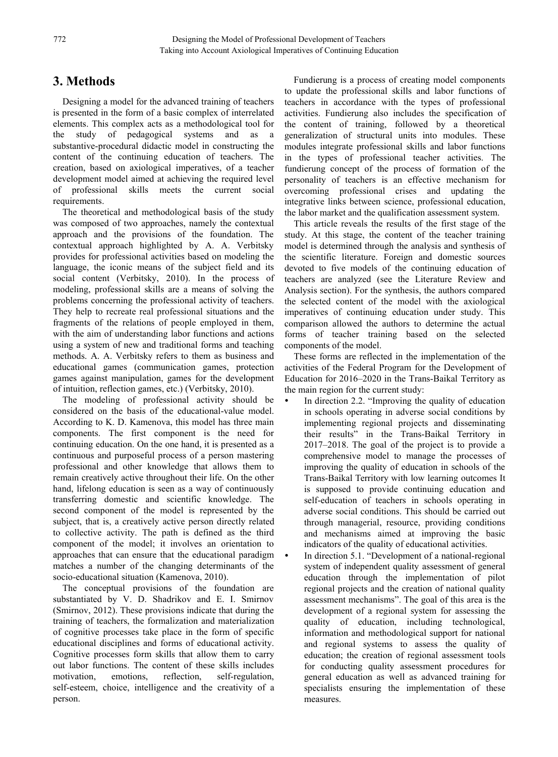## 3. Methods

Designing a model for the advanced training of teachers is presented in the form of a basic complex of interrelated elements. This complex acts as a methodological tool for the study of pedagogical systems and as a substantive-procedural didactic model in constructing the content of the continuing education of teachers. The creation, based on axiological imperatives, of a teacher development model aimed at achieving the required level of professional skills meets the current social requirements.

The theoretical and methodological basis of the study was composed of two approaches, namely the contextual approach and the provisions of the foundation. The contextual approach highlighted by A. A. Verbitsky provides for professional activities based on modeling the language, the iconic means of the subject field and its social content (Verbitsky, 2010). In the process of modeling, professional skills are a means of solving the problems concerning the professional activity of teachers. They help to recreate real professional situations and the fragments of the relations of people employed in them, with the aim of understanding labor functions and actions using a system of new and traditional forms and teaching methods. A. A. Verbitsky refers to them as business and educational games (communication games, protection games against manipulation, games for the development of intuition, reflection games, etc.) (Verbitsky, 2010).

The modeling of professional activity should be considered on the basis of the educational-value model. According to K. D. Kamenova, this model has three main components. The first component is the need for continuing education. On the one hand, it is presented as a continuous and purposeful process of a person mastering professional and other knowledge that allows them to remain creatively active throughout their life. On the other hand, lifelong education is seen as a way of continuously transferring domestic and scientific knowledge. The second component of the model is represented by the subject, that is, a creatively active person directly related to collective activity. The path is defined as the third component of the model; it involves an orientation to approaches that can ensure that the educational paradigm matches a number of the changing determinants of the socio-educational situation (Kamenova, 2010).

The conceptual provisions of the foundation are substantiated by V. D. Shadrikov and E. I. Smirnov (Smirnov, 2012). These provisions indicate that during the training of teachers, the formalization and materialization of cognitive processes take place in the form of specific educational disciplines and forms of educational activity. Cognitive processes form skills that allow them to carry out labor functions. The content of these skills includes motivation, emotions, reflection, self-regulation, self-esteem, choice, intelligence and the creativity of a person.

Fundierung is a process of creating model components to update the professional skills and labor functions of teachers in accordance with the types of professional activities. Fundierung also includes the specification of the content of training, followed by a theoretical generalization of structural units into modules. These modules integrate professional skills and labor functions in the types of professional teacher activities. The fundierung concept of the process of formation of the personality of teachers is an effective mechanism for overcoming professional crises and updating the integrative links between science, professional education, the labor market and the qualification assessment system.

This article reveals the results of the first stage of the study. At this stage, the content of the teacher training model is determined through the analysis and synthesis of the scientific literature. Foreign and domestic sources devoted to five models of the continuing education of teachers are analyzed (see the Literature Review and Analysis section). For the synthesis, the authors compared the selected content of the model with the axiological imperatives of continuing education under study. This comparison allowed the authors to determine the actual forms of teacher training based on the selected components of the model.

These forms are reflected in the implementation of the activities of the Federal Program for the Development of Education for 2016–2020 in the Trans-Baikal Territory as the main region for the current study:

- In direction 2.2. "Improving the quality of education in schools operating in adverse social conditions by implementing regional projects and disseminating their results" in the Trans-Baikal Territory in 2017–2018. The goal of the project is to provide a comprehensive model to manage the processes of improving the quality of education in schools of the Trans-Baikal Territory with low learning outcomes It is supposed to provide continuing education and self-education of teachers in schools operating in adverse social conditions. This should be carried out through managerial, resource, providing conditions and mechanisms aimed at improving the basic indicators of the quality of educational activities.
- In direction 5.1. "Development of a national-regional system of independent quality assessment of general education through the implementation of pilot regional projects and the creation of national quality assessment mechanisms". The goal of this area is the development of a regional system for assessing the quality of education, including technological, information and methodological support for national and regional systems to assess the quality of education; the creation of regional assessment tools for conducting quality assessment procedures for general education as well as advanced training for specialists ensuring the implementation of these measures.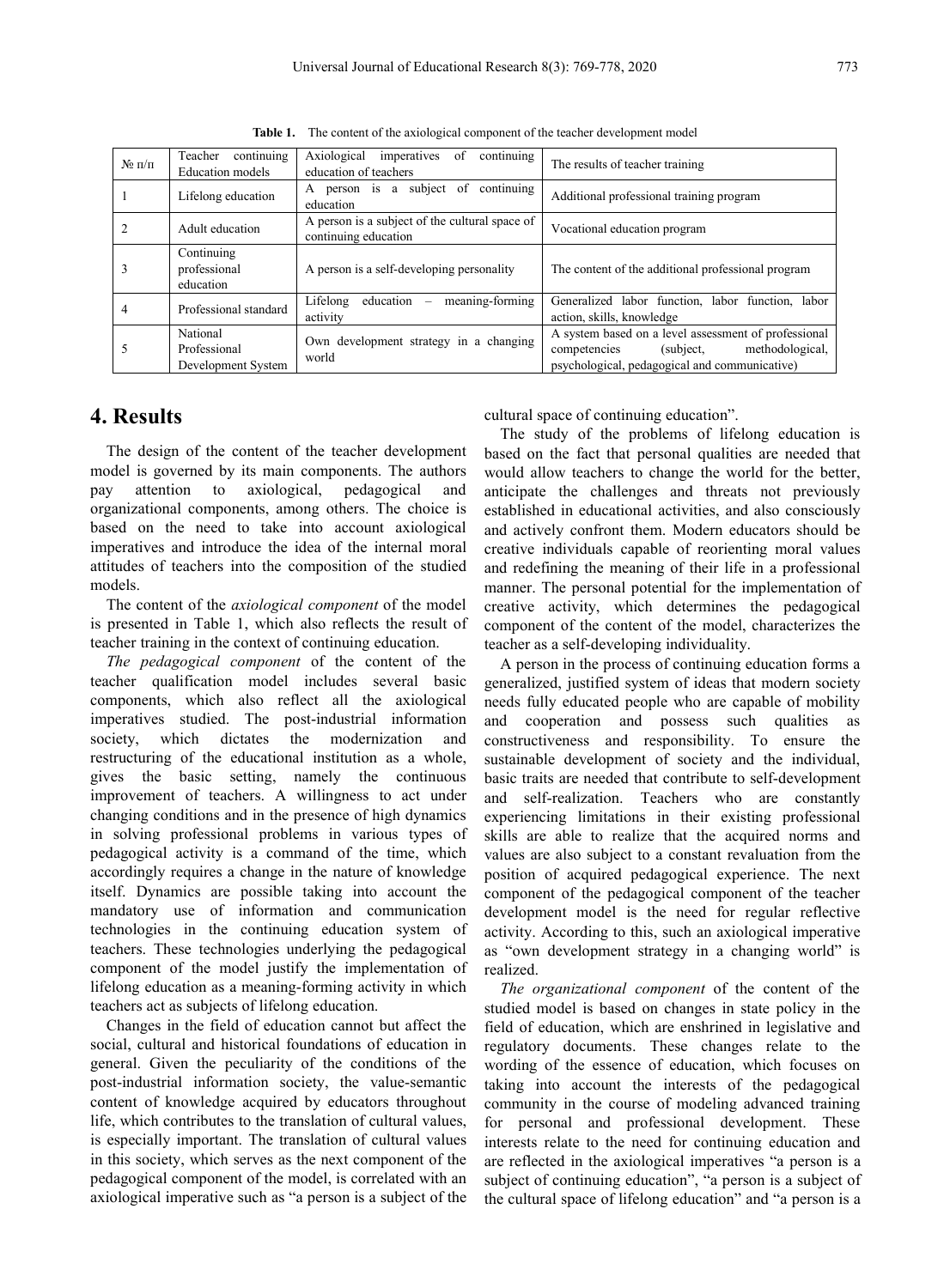**Table 1.** The content of the axiological component of the teacher development model

| № п/п | Teacher continuing Education models | Axiological imperatives of continuing education of teachers | The results of teacher training |
|---|---|---|---|
| 1 | Lifelong education | A person is a subject of continuing education | Additional professional training program |
| 2 | Adult education | A person is a subject of the cultural space of continuing education | Vocational education program |
| 3 | Continuing professional education | A person is a self-developing personality | The content of the additional professional program |
| 4 | Professional standard | Lifelong education – meaning-forming activity | Generalized labor function, labor function, labor action, skills, knowledge |
| 5 | National Professional Development System | Own development strategy in a changing world | A system based on a level assessment of professional competencies (subject, methodological, psychological, pedagogical and communicative) |

## 4. Results

The design of the content of the teacher development model is governed by its main components. The authors pay attention to axiological, pedagogical and organizational components, among others. The choice is based on the need to take into account axiological imperatives and introduce the idea of the internal moral attitudes of teachers into the composition of the studied models.

The content of the *axiological component* of the model is presented in Table 1, which also reflects the result of teacher training in the context of continuing education.

*The pedagogical component* of the content of the teacher qualification model includes several basic components, which also reflect all the axiological imperatives studied. The post-industrial information society, which dictates the modernization and restructuring of the educational institution as a whole, gives the basic setting, namely the continuous improvement of teachers. A willingness to act under changing conditions and in the presence of high dynamics in solving professional problems in various types of pedagogical activity is a command of the time, which accordingly requires a change in the nature of knowledge itself. Dynamics are possible taking into account the mandatory use of information and communication technologies in the continuing education system of teachers. These technologies underlying the pedagogical component of the model justify the implementation of lifelong education as a meaning-forming activity in which teachers act as subjects of lifelong education.

Changes in the field of education cannot but affect the social, cultural and historical foundations of education in general. Given the peculiarity of the conditions of the post-industrial information society, the value-semantic content of knowledge acquired by educators throughout life, which contributes to the translation of cultural values, is especially important. The translation of cultural values in this society, which serves as the next component of the pedagogical component of the model, is correlated with an axiological imperative such as "a person is a subject of the cultural space of continuing education".

The study of the problems of lifelong education is based on the fact that personal qualities are needed that would allow teachers to change the world for the better, anticipate the challenges and threats not previously established in educational activities, and also consciously and actively confront them. Modern educators should be creative individuals capable of reorienting moral values and redefining the meaning of their life in a professional manner. The personal potential for the implementation of creative activity, which determines the pedagogical component of the content of the model, characterizes the teacher as a self-developing individuality.

A person in the process of continuing education forms a generalized, justified system of ideas that modern society needs fully educated people who are capable of mobility and cooperation and possess such qualities as constructiveness and responsibility. To ensure the sustainable development of society and the individual, basic traits are needed that contribute to self-development and self-realization. Teachers who are constantly experiencing limitations in their existing professional skills are able to realize that the acquired norms and values are also subject to a constant revaluation from the position of acquired pedagogical experience. The next component of the pedagogical component of the teacher development model is the need for regular reflective activity. According to this, such an axiological imperative as "own development strategy in a changing world" is realized.

*The organizational component* of the content of the studied model is based on changes in state policy in the field of education, which are enshrined in legislative and regulatory documents. These changes relate to the wording of the essence of education, which focuses on taking into account the interests of the pedagogical community in the course of modeling advanced training for personal and professional development. These interests relate to the need for continuing education and are reflected in the axiological imperatives "a person is a subject of continuing education", "a person is a subject of the cultural space of lifelong education" and "a person is a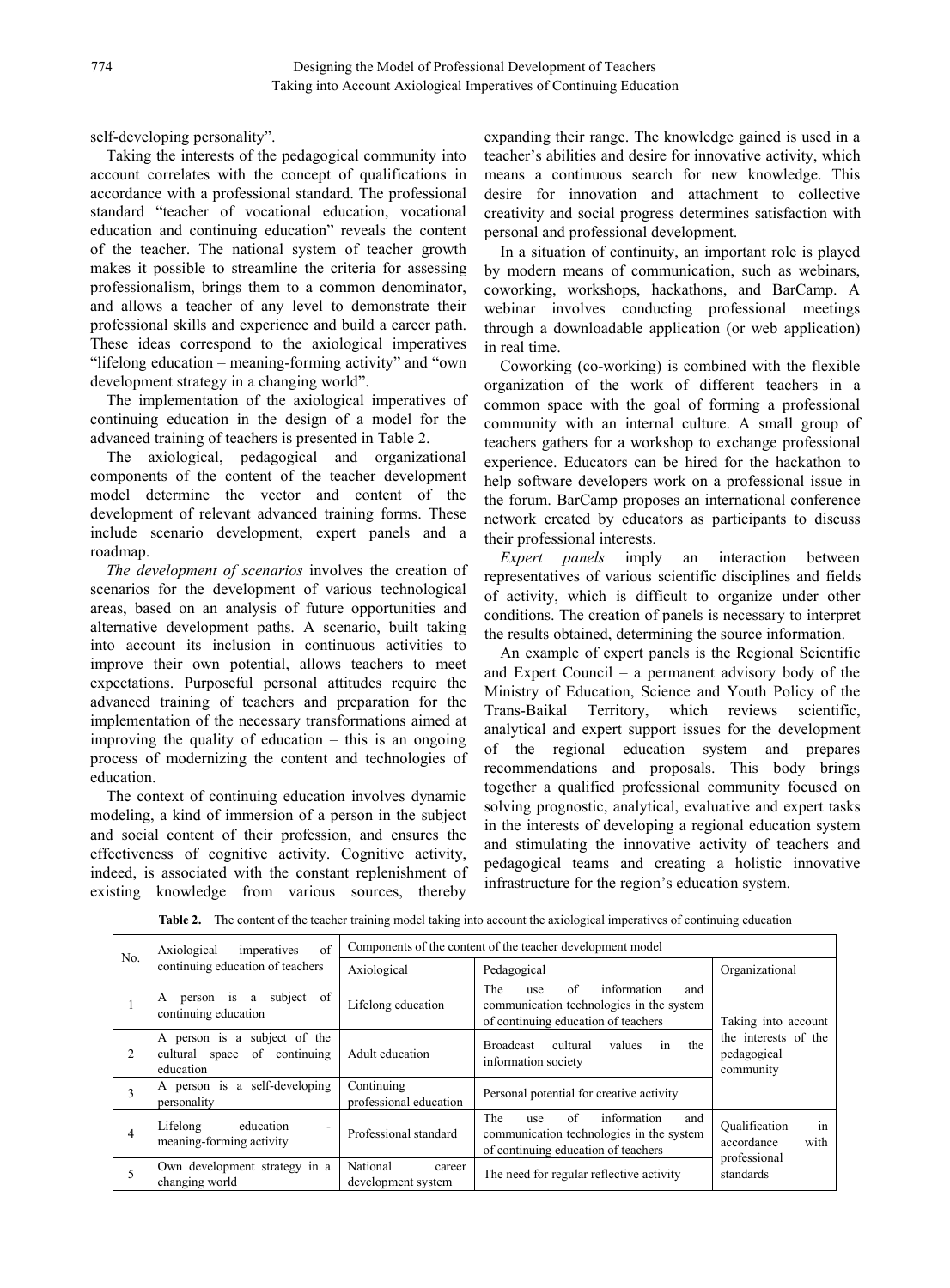self-developing personality".

Taking the interests of the pedagogical community into account correlates with the concept of qualifications in accordance with a professional standard. The professional standard "teacher of vocational education, vocational education and continuing education" reveals the content of the teacher. The national system of teacher growth makes it possible to streamline the criteria for assessing professionalism, brings them to a common denominator, and allows a teacher of any level to demonstrate their professional skills and experience and build a career path. These ideas correspond to the axiological imperatives "lifelong education – meaning-forming activity" and "own development strategy in a changing world".

The implementation of the axiological imperatives of continuing education in the design of a model for the advanced training of teachers is presented in Table 2.

The axiological, pedagogical and organizational components of the content of the teacher development model determine the vector and content of the development of relevant advanced training forms. These include scenario development, expert panels and a roadmap.

*The development of scenarios* involves the creation of scenarios for the development of various technological areas, based on an analysis of future opportunities and alternative development paths. A scenario, built taking into account its inclusion in continuous activities to improve their own potential, allows teachers to meet expectations. Purposeful personal attitudes require the advanced training of teachers and preparation for the implementation of the necessary transformations aimed at improving the quality of education – this is an ongoing process of modernizing the content and technologies of education.

The context of continuing education involves dynamic modeling, a kind of immersion of a person in the subject and social content of their profession, and ensures the effectiveness of cognitive activity. Cognitive activity, indeed, is associated with the constant replenishment of existing knowledge from various sources, thereby expanding their range. The knowledge gained is used in a teacher's abilities and desire for innovative activity, which means a continuous search for new knowledge. This desire for innovation and attachment to collective creativity and social progress determines satisfaction with personal and professional development.

In a situation of continuity, an important role is played by modern means of communication, such as webinars, coworking, workshops, hackathons, and BarCamp. A webinar involves conducting professional meetings through a downloadable application (or web application) in real time.

Coworking (co-working) is combined with the flexible organization of the work of different teachers in a common space with the goal of forming a professional community with an internal culture. A small group of teachers gathers for a workshop to exchange professional experience. Educators can be hired for the hackathon to help software developers work on a professional issue in the forum. BarCamp proposes an international conference network created by educators as participants to discuss their professional interests.

*Expert panels* imply an interaction between representatives of various scientific disciplines and fields of activity, which is difficult to organize under other conditions. The creation of panels is necessary to interpret the results obtained, determining the source information.

An example of expert panels is the Regional Scientific and Expert Council – a permanent advisory body of the Ministry of Education, Science and Youth Policy of the Trans-Baikal Territory, which reviews scientific, analytical and expert support issues for the development of the regional education system and prepares recommendations and proposals. This body brings together a qualified professional community focused on solving prognostic, analytical, evaluative and expert tasks in the interests of developing a regional education system and stimulating the innovative activity of teachers and pedagogical teams and creating a holistic innovative infrastructure for the region's education system.

**Table 2.** The content of the teacher training model taking into account the axiological imperatives of continuing education

| No. | Axiological imperatives of continuing education of teachers | Components of the content of the teacher development model | | |
|---|---|---|---|---|
| | | Axiological | Pedagogical | Organizational |
| 1 | A person is a subject of continuing education | Lifelong education | The use of information and communication technologies in the system of continuing education of teachers | Taking into account the interests of the pedagogical community |
| 2 | A person is a subject of the cultural space of continuing education | Adult education | Broadcast cultural values in the information society | |
| 3 | A person is a self-developing personality | Continuing professional education | Personal potential for creative activity | |
| 4 | Lifelong education - meaning-forming activity | Professional standard | The use of information and communication technologies in the system of continuing education of teachers | Qualification in accordance with professional standards |
| 5 | Own development strategy in a changing world | National career development system | The need for regular reflective activity | |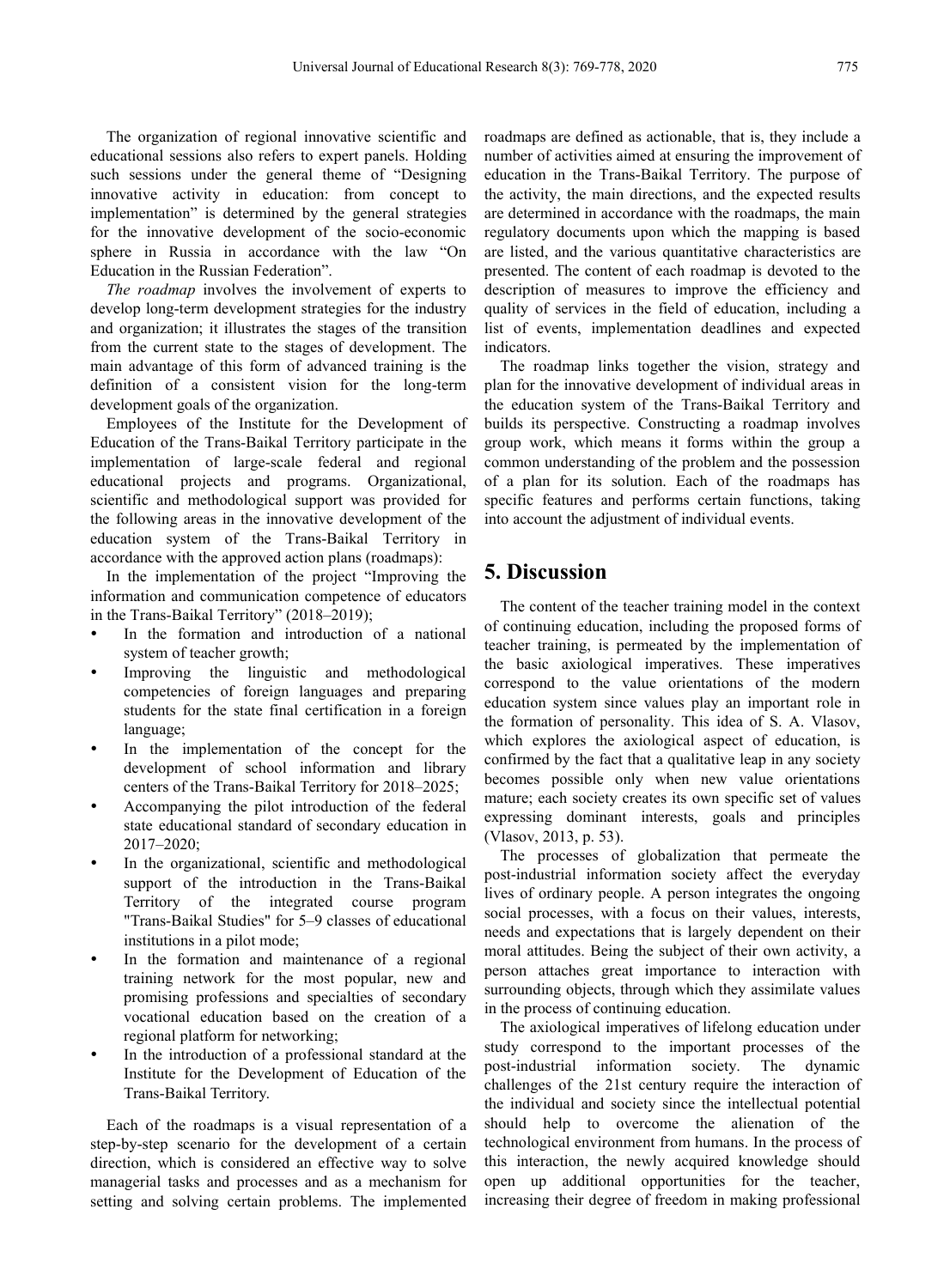The organization of regional innovative scientific and educational sessions also refers to expert panels. Holding such sessions under the general theme of "Designing innovative activity in education: from concept to implementation" is determined by the general strategies for the innovative development of the socio-economic sphere in Russia in accordance with the law "On Education in the Russian Federation".

*The roadmap* involves the involvement of experts to develop long-term development strategies for the industry and organization; it illustrates the stages of the transition from the current state to the stages of development. The main advantage of this form of advanced training is the definition of a consistent vision for the long-term development goals of the organization.

Employees of the Institute for the Development of Education of the Trans-Baikal Territory participate in the implementation of large-scale federal and regional educational projects and programs. Organizational, scientific and methodological support was provided for the following areas in the innovative development of the education system of the Trans-Baikal Territory in accordance with the approved action plans (roadmaps):

In the implementation of the project "Improving the information and communication competence of educators in the Trans-Baikal Territory" (2018–2019);

- In the formation and introduction of a national system of teacher growth;
- Improving the linguistic and methodological competencies of foreign languages and preparing students for the state final certification in a foreign language;
- In the implementation of the concept for the development of school information and library centers of the Trans-Baikal Territory for 2018–2025;
- Accompanying the pilot introduction of the federal state educational standard of secondary education in 2017–2020;
- In the organizational, scientific and methodological support of the introduction in the Trans-Baikal Territory of the integrated course program "Trans-Baikal Studies" for 5–9 classes of educational institutions in a pilot mode;
- In the formation and maintenance of a regional training network for the most popular, new and promising professions and specialties of secondary vocational education based on the creation of a regional platform for networking;
- In the introduction of a professional standard at the Institute for the Development of Education of the Trans-Baikal Territory.

Each of the roadmaps is a visual representation of a step-by-step scenario for the development of a certain direction, which is considered an effective way to solve managerial tasks and processes and as a mechanism for setting and solving certain problems. The implemented roadmaps are defined as actionable, that is, they include a number of activities aimed at ensuring the improvement of education in the Trans-Baikal Territory. The purpose of the activity, the main directions, and the expected results are determined in accordance with the roadmaps, the main regulatory documents upon which the mapping is based are listed, and the various quantitative characteristics are presented. The content of each roadmap is devoted to the description of measures to improve the efficiency and quality of services in the field of education, including a list of events, implementation deadlines and expected indicators.

The roadmap links together the vision, strategy and plan for the innovative development of individual areas in the education system of the Trans-Baikal Territory and builds its perspective. Constructing a roadmap involves group work, which means it forms within the group a common understanding of the problem and the possession of a plan for its solution. Each of the roadmaps has specific features and performs certain functions, taking into account the adjustment of individual events.

## 5. Discussion

The content of the teacher training model in the context of continuing education, including the proposed forms of teacher training, is permeated by the implementation of the basic axiological imperatives. These imperatives correspond to the value orientations of the modern education system since values play an important role in the formation of personality. This idea of S. A. Vlasov, which explores the axiological aspect of education, is confirmed by the fact that a qualitative leap in any society becomes possible only when new value orientations mature; each society creates its own specific set of values expressing dominant interests, goals and principles (Vlasov, 2013, p. 53).

The processes of globalization that permeate the post-industrial information society affect the everyday lives of ordinary people. A person integrates the ongoing social processes, with a focus on their values, interests, needs and expectations that is largely dependent on their moral attitudes. Being the subject of their own activity, a person attaches great importance to interaction with surrounding objects, through which they assimilate values in the process of continuing education.

The axiological imperatives of lifelong education under study correspond to the important processes of the post-industrial information society. The dynamic challenges of the 21st century require the interaction of the individual and society since the intellectual potential should help to overcome the alienation of the technological environment from humans. In the process of this interaction, the newly acquired knowledge should open up additional opportunities for the teacher, increasing their degree of freedom in making professional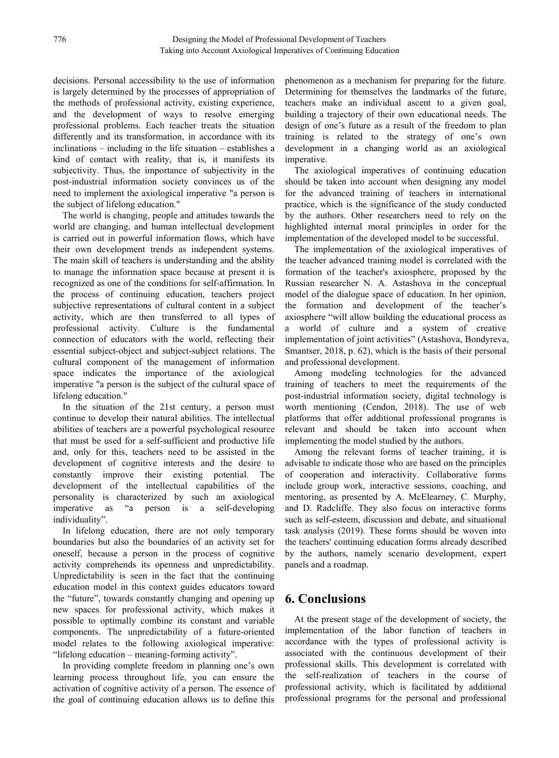decisions. Personal accessibility to the use of information is largely determined by the processes of appropriation of the methods of professional activity, existing experience, and the development of ways to resolve emerging professional problems. Each teacher treats the situation differently and its transformation, in accordance with its inclinations – including in the life situation – establishes a kind of contact with reality, that is, it manifests its subjectivity. Thus, the importance of subjectivity in the post-industrial information society convinces us of the need to implement the axiological imperative "a person is the subject of lifelong education."

The world is changing, people and attitudes towards the world are changing, and human intellectual development is carried out in powerful information flows, which have their own development trends as independent systems. The main skill of teachers is understanding and the ability to manage the information space because at present it is recognized as one of the conditions for self-affirmation. In the process of continuing education, teachers project subjective representations of cultural content in a subject activity, which are then transferred to all types of professional activity. Culture is the fundamental connection of educators with the world, reflecting their essential subject-object and subject-subject relations. The cultural component of the management of information space indicates the importance of the axiological imperative "a person is the subject of the cultural space of lifelong education."

In the situation of the 21st century, a person must continue to develop their natural abilities. The intellectual abilities of teachers are a powerful psychological resource that must be used for a self-sufficient and productive life and, only for this, teachers need to be assisted in the development of cognitive interests and the desire to constantly improve their existing potential. The development of the intellectual capabilities of the personality is characterized by such an axiological imperative as "a person is a self-developing individuality".

In lifelong education, there are not only temporary boundaries but also the boundaries of an activity set for oneself, because a person in the process of cognitive activity comprehends its openness and unpredictability. Unpredictability is seen in the fact that the continuing education model in this context guides educators toward the "future", towards constantly changing and opening up new spaces for professional activity, which makes it possible to optimally combine its constant and variable components. The unpredictability of a future-oriented model relates to the following axiological imperative: "lifelong education – meaning-forming activity".

In providing complete freedom in planning one's own learning process throughout life, you can ensure the activation of cognitive activity of a person. The essence of the goal of continuing education allows us to define this phenomenon as a mechanism for preparing for the future. Determining for themselves the landmarks of the future, teachers make an individual ascent to a given goal, building a trajectory of their own educational needs. The design of one's future as a result of the freedom to plan training is related to the strategy of one's own development in a changing world as an axiological imperative.

The axiological imperatives of continuing education should be taken into account when designing any model for the advanced training of teachers in international practice, which is the significance of the study conducted by the authors. Other researchers need to rely on the highlighted internal moral principles in order for the implementation of the developed model to be successful.

The implementation of the axiological imperatives of the teacher advanced training model is correlated with the formation of the teacher's axiosphere, proposed by the Russian researcher N. A. Astashova in the conceptual model of the dialogue space of education. In her opinion, the formation and development of the teacher's axiosphere "will allow building the educational process as a world of culture and a system of creative implementation of joint activities" (Astashova, Bondyreva, Smantser, 2018, p. 62), which is the basis of their personal and professional development.

Among modeling technologies for the advanced training of teachers to meet the requirements of the post-industrial information society, digital technology is worth mentioning (Cendon, 2018). The use of web platforms that offer additional professional programs is relevant and should be taken into account when implementing the model studied by the authors.

Among the relevant forms of teacher training, it is advisable to indicate those who are based on the principles of cooperation and interactivity. Collaborative forms include group work, interactive sessions, coaching, and mentoring, as presented by A. McElearney, C. Murphy, and D. Radcliffe. They also focus on interactive forms such as self-esteem, discussion and debate, and situational task analysis (2019). These forms should be woven into the teachers' continuing education forms already described by the authors, namely scenario development, expert panels and a roadmap.

# 6. Conclusions

At the present stage of the development of society, the implementation of the labor function of teachers in accordance with the types of professional activity is associated with the continuous development of their professional skills. This development is correlated with the self-realization of teachers in the course of professional activity, which is facilitated by additional professional programs for the personal and professional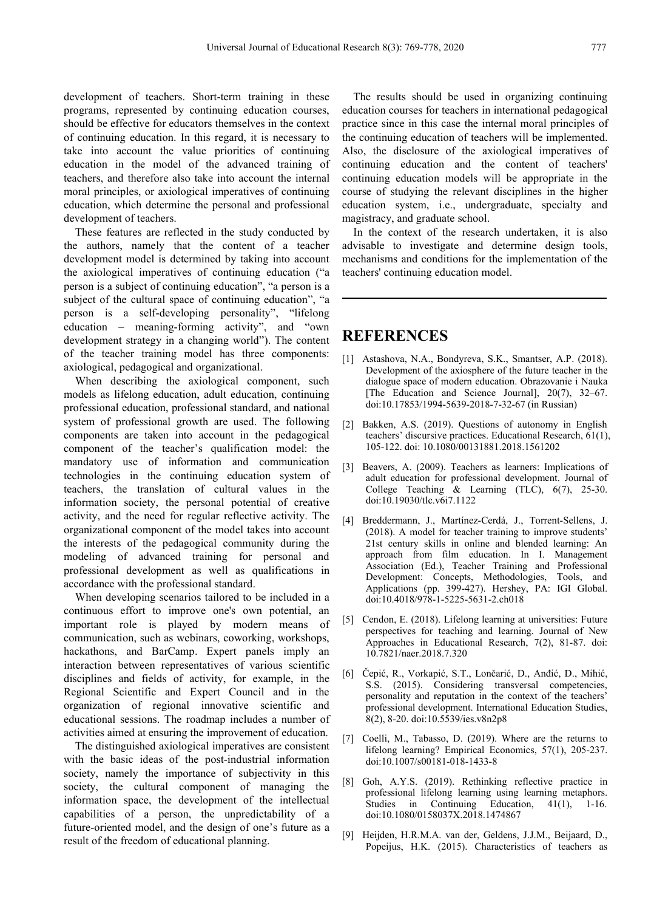development of teachers. Short-term training in these programs, represented by continuing education courses, should be effective for educators themselves in the context of continuing education. In this regard, it is necessary to take into account the value priorities of continuing education in the model of the advanced training of teachers, and therefore also take into account the internal moral principles, or axiological imperatives of continuing education, which determine the personal and professional development of teachers.

These features are reflected in the study conducted by the authors, namely that the content of a teacher development model is determined by taking into account the axiological imperatives of continuing education ("a person is a subject of continuing education", "a person is a subject of the cultural space of continuing education", "a person is a self-developing personality", "lifelong education – meaning-forming activity", and "own development strategy in a changing world"). The content of the teacher training model has three components: axiological, pedagogical and organizational.

When describing the axiological component, such models as lifelong education, adult education, continuing professional education, professional standard, and national system of professional growth are used. The following components are taken into account in the pedagogical component of the teacher's qualification model: the mandatory use of information and communication technologies in the continuing education system of teachers, the translation of cultural values in the information society, the personal potential of creative activity, and the need for regular reflective activity. The organizational component of the model takes into account the interests of the pedagogical community during the modeling of advanced training for personal and professional development as well as qualifications in accordance with the professional standard.

When developing scenarios tailored to be included in a continuous effort to improve one's own potential, an important role is played by modern means of communication, such as webinars, coworking, workshops, hackathons, and BarCamp. Expert panels imply an interaction between representatives of various scientific disciplines and fields of activity, for example, in the Regional Scientific and Expert Council and in the organization of regional innovative scientific and educational sessions. The roadmap includes a number of activities aimed at ensuring the improvement of education.

The distinguished axiological imperatives are consistent with the basic ideas of the post-industrial information society, namely the importance of subjectivity in this society, the cultural component of managing the information space, the development of the intellectual capabilities of a person, the unpredictability of a future-oriented model, and the design of one's future as a result of the freedom of educational planning.

The results should be used in organizing continuing education courses for teachers in international pedagogical practice since in this case the internal moral principles of the continuing education of teachers will be implemented. Also, the disclosure of the axiological imperatives of continuing education and the content of teachers' continuing education models will be appropriate in the course of studying the relevant disciplines in the higher education system, i.e., undergraduate, specialty and magistracy, and graduate school.

In the context of the research undertaken, it is also advisable to investigate and determine design tools, mechanisms and conditions for the implementation of the teachers' continuing education model.

## REFERENCES

[1] Astashova, N.A., Bondyreva, S.K., Smantser, A.P. (2018). Development of the axiosphere of the future teacher in the dialogue space of modern education. Obrazovanie i Nauka [The Education and Science Journal], 20(7), 32–67. doi:10.17853/1994-5639-2018-7-32-67 (in Russian)

[2] Bakken, A.S. (2019). Questions of autonomy in English teachers' discursive practices. Educational Research, 61(1), 105-122. doi: 10.1080/00131881.2018.1561202

[3] Beavers, A. (2009). Teachers as learners: Implications of adult education for professional development. Journal of College Teaching & Learning (TLC), 6(7), 25-30. doi:10.19030/tlc.v6i7.1122

[4] Breddermann, J., Martínez-Cerdá, J., Torrent-Sellens, J. (2018). A model for teacher training to improve students' 21st century skills in online and blended learning: An approach from film education. In I. Management Association (Ed.), Teacher Training and Professional Development: Concepts, Methodologies, Tools, and Applications (pp. 399-427). Hershey, PA: IGI Global. doi:10.4018/978-1-5225-5631-2.ch018

[5] Cendon, E. (2018). Lifelong learning at universities: Future perspectives for teaching and learning. Journal of New Approaches in Educational Research, 7(2), 81-87. doi: 10.7821/naer.2018.7.320

[6] Čepić, R., Vorkapić, S.T., Lončarić, D., Anđić, D., Mihić, S.S. (2015). Considering transversal competencies, personality and reputation in the context of the teachers' professional development. International Education Studies, 8(2), 8-20. doi:10.5539/ies.v8n2p8

[7] Coelli, M., Tabasso, D. (2019). Where are the returns to lifelong learning? Empirical Economics, 57(1), 205-237. doi:10.1007/s00181-018-1433-8

[8] Goh, A.Y.S. (2019). Rethinking reflective practice in professional lifelong learning using learning metaphors. Studies in Continuing Education, 41(1), 1-16. doi:10.1080/0158037X.2018.1474867

[9] Heijden, H.R.M.A. van der, Geldens, J.J.M., Beijaard, D., Popeijus, H.K. (2015). Characteristics of teachers as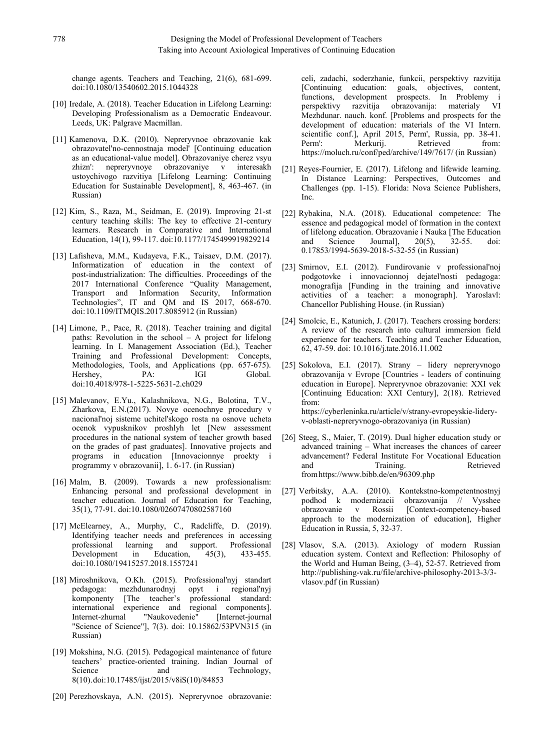change agents. Teachers and Teaching, 21(6), 681-699. doi:10.1080/13540602.2015.1044328

[10] Iredale, A. (2018). Teacher Education in Lifelong Learning: Developing Professionalism as a Democratic Endeavour. Leeds, UK: Palgrave Macmillan.

[11] Kamenova, D.K. (2010). Nepreryvnoe obrazovanie kak obrazovatel'no-cennostnaja model' [Continuing education as an educational-value model]. Obrazovaniye cherez vsyu zhizn': nepreryvnoye obrazovaniye v interesakh ustoychivogo razvitiya [Lifelong Learning: Continuing Education for Sustainable Development], 8, 463-467. (in Russian)

[12] Kim, S., Raza, M., Seidman, E. (2019). Improving 21-st century teaching skills: The key to effective 21-century learners. Research in Comparative and International Education, 14(1), 99-117. doi:10.1177/1745499919829214

[13] Lafisheva, M.M., Kudayeva, F.K., Taisaev, D.M. (2017). Informatization of education in the context of post-industrialization: The difficulties. Proceedings of the 2017 International Conference "Quality Management, Transport and Information Security, Information Technologies", IT and QM and IS 2017, 668-670. doi:10.1109/ITMQIS.2017.8085912 (in Russian)

[14] Limone, P., Pace, R. (2018). Teacher training and digital paths: Revolution in the school – A project for lifelong learning. In I. Management Association (Ed.), Teacher Training and Professional Development: Concepts, Methodologies, Tools, and Applications (pp. 657-675). Hershey, PA: IGI Global. doi:10.4018/978-1-5225-5631-2.ch029

[15] Malevanov, E.Yu., Kalashnikova, N.G., Bolotina, T.V., Zharkova, E.N.(2017). Novye ocenochnye procedury v nacional'noj sisteme uchitel'skogo rosta na osnove ucheta ocenok vypusknikov proshlyh let [New assessment procedures in the national system of teacher growth based on the grades of past graduates]. Innovative projects and programs in education [Innovacionnye proekty i programmy v obrazovanii], 1. 6-17. (in Russian)

[16] Malm, B. (2009). Towards a new professionalism: Enhancing personal and professional development in teacher education. Journal of Education for Teaching, 35(1), 77-91. doi:10.1080/02607470802587160

[17] McElearney, A., Murphy, C., Radcliffe, D. (2019). Identifying teacher needs and preferences in accessing professional learning and support. Professional Development in Education, 45(3), 433-455. doi:10.1080/19415257.2018.1557241

[18] Miroshnikova, O.Kh. (2015). Professional'nyj standart pedagoga: mezhdunarodnyj opyt i regional'nyj komponenty [The teacher's professional standard: international experience and regional components]. Internet-zhurnal "Naukovedenie" [Internet-journal "Science of Science"], 7(3). doi: 10.15862/53PVN315 (in Russian)

[19] Mokshina, N.G. (2015). Pedagogical maintenance of future teachers' practice-oriented training. Indian Journal of Science and Technology, 8(10).doi:10.17485/ijst/2015/v8iS(10)/84853

[20] Perezhovskaya, A.N. (2015). Nepreryvnoe obrazovanie: celi, zadachi, soderzhanie, funkcii, perspektivy razvitija [Continuing education: goals, objectives, content, functions, development prospects. In Problemy i perspektivy razvitija obrazovanija: materialy VI Mezhdunar. nauch. konf. [Problems and prospects for the development of education: materials of the VI Intern. scientific conf.], April 2015, Perm', Russia, pp. 38-41. Perm': Merkurij. Retrieved from: https://moluch.ru/conf/ped/archive/149/7617/ (in Russian)

[21] Reyes-Fournier, E. (2017). Lifelong and lifewide learning. In Distance Learning: Perspectives, Outcomes and Challenges (pp. 1-15). Florida: Nova Science Publishers, Inc.

[22] Rybakina, N.A. (2018). Educational competence: The essence and pedagogical model of formation in the context of lifelong education. Obrazovanie i Nauka [The Education and Science Journal], 20(5), 32-55. doi: 0.17853/1994-5639-2018-5-32-55 (in Russian)

[23] Smirnov, E.I. (2012). Fundirovanie v professional'noj podgotovke i innovacionnoj dejatel'nosti pedagoga: monografija [Funding in the training and innovative activities of a teacher: a monograph]. Yaroslavl: Chancellor Publishing House. (in Russian)

[24] Smolcic, E., Katunich, J. (2017). Teachers crossing borders: A review of the research into cultural immersion field experience for teachers. Teaching and Teacher Education, 62, 47-59. doi: 10.1016/j.tate.2016.11.002

[25] Sokolova, E.I. (2017). Strany – lidery nepreryvnogo obrazovanija v Evrope [Countries - leaders of continuing education in Europe]. Nepreryvnoe obrazovanie: XXI vek [Continuing Education: XXI Century], 2(18). Retrieved from: https://cyberleninka.ru/article/v/strany-evropeyskie-lidery-v-oblasti-nepreryvnogo-obrazovaniya (in Russian)

[26] Steeg, S., Maier, T. (2019). Dual higher education study or advanced training – What increases the chances of career advancement? Federal Institute For Vocational Education and Training. Retrieved from https://www.bibb.de/en/96309.php

[27] Verbitsky, A.A. (2010). Kontekstno-kompetentnostnyj podhod k modernizacii obrazovanija // Vysshee obrazovanie v Rossii [Context-competency-based approach to the modernization of education], Higher Education in Russia, 5, 32-37.

[28] Vlasov, S.A. (2013). Axiology of modern Russian education system. Context and Reflection: Philosophy of the World and Human Being, (3–4), 52-57. Retrieved from http://publishing-vak.ru/file/archive-philosophy-2013-3/3-vlasov.pdf (in Russian)